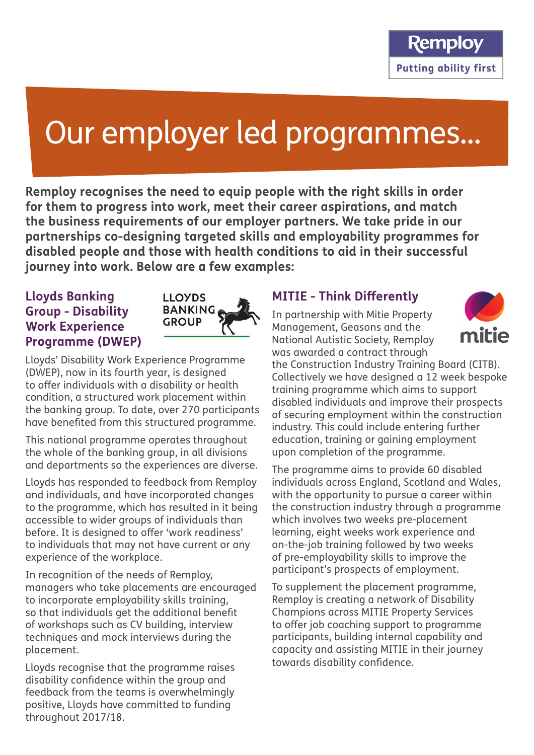# Our employer led programmes...

**Remploy recognises the need to equip people with the right skills in order for them to progress into work, meet their career aspirations, and match the business requirements of our employer partners. We take pride in our partnerships co-designing targeted skills and employability programmes for disabled people and those with health conditions to aid in their successful journey into work. Below are a few examples:**

## Lloyds Banking Group - Disability Work Experience Programme (DWEP)

Lloyds' Disability Work Experience Programme (DWEP), now in its fourth year, is designed to offer individuals with a disability or health condition, a structured work placement within the banking group. To date, over 270 participants have benefited from this structured programme.

This national programme operates throughout the whole of the banking group, in all divisions and departments so the experiences are diverse.

Lloyds has responded to feedback from Remploy and individuals, and have incorporated changes to the programme, which has resulted in it being accessible to wider groups of individuals than before. It is designed to offer 'work readiness' to individuals that may not have current or any experience of the workplace.

In recognition of the needs of Remploy, managers who take placements are encouraged to incorporate employability skills training, so that individuals get the additional benefit of workshops such as CV building, interview techniques and mock interviews during the placement.

Lloyds recognise that the programme raises disability confidence within the group and feedback from the teams is overwhelmingly positive, Lloyds have committed to funding throughout 2017/18.

## MITIE - Think Differently

In partnership with Mitie Property Management, Geasons and the National Autistic Society, Remploy was awarded a contract through the Construction Industry Training Board (CITB). Collectively we have designed a 12 week bespoke training programme which aims to support disabled individuals and improve their prospects of securing employment within the construction industry. This could include entering further education, training or gaining employment upon completion of the programme.

The programme aims to provide 60 disabled individuals across England, Scotland and Wales, with the opportunity to pursue a career within the construction industry through a programme which involves two weeks pre-placement learning, eight weeks work experience and on-the-job training followed by two weeks of pre-employability skills to improve the participant's prospects of employment.

To supplement the placement programme, Remploy is creating a network of Disability Champions across MITIE Property Services to offer job coaching support to programme participants, building internal capability and capacity and assisting MITIE in their journey towards disability confidence.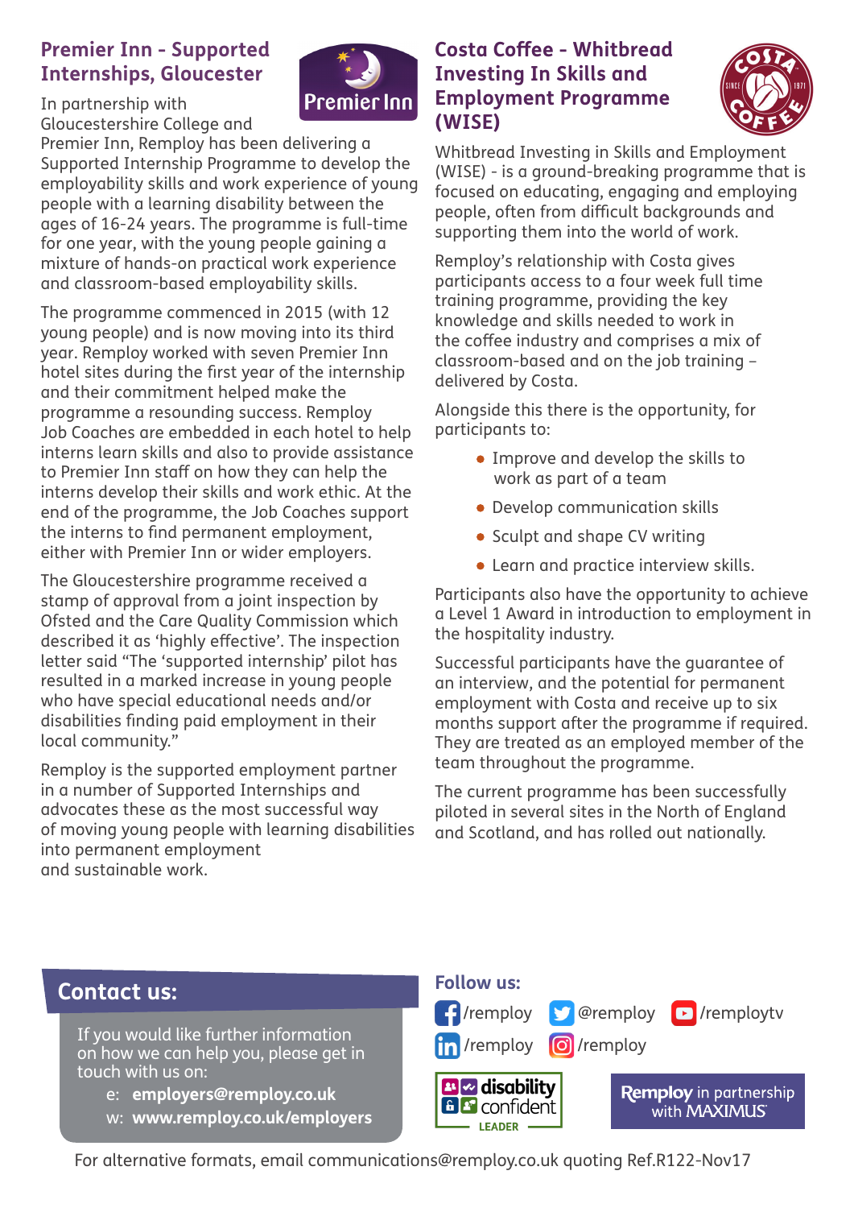## Premier Inn - Supported Internships, Gloucester

In partnership with Gloucestershire College and Premier Inn, Remploy has been delivering a Supported Internship Programme to develop the employability skills and work experience of young people with a learning disability between the ages of 16-24 years. The programme is full-time for one year, with the young people gaining a mixture of hands-on practical work experience and classroom-based employability skills.

The programme commenced in 2015 (with 12 young people) and is now moving into its third year. Remploy worked with seven Premier Inn hotel sites during the first year of the internship and their commitment helped make the programme a resounding success. Remploy Job Coaches are embedded in each hotel to help interns learn skills and also to provide assistance to Premier Inn staff on how they can help the interns develop their skills and work ethic. At the end of the programme, the Job Coaches support the interns to find permanent employment, either with Premier Inn or wider employers.

The Gloucestershire programme received a stamp of approval from a joint inspection by Ofsted and the Care Quality Commission which described it as 'highly effective'. The inspection letter said "The 'supported internship' pilot has resulted in a marked increase in young people who have special educational needs and/or disabilities finding paid employment in their local community."

Remploy is the supported employment partner in a number of Supported Internships and advocates these as the most successful way of moving young people with learning disabilities into permanent employment and sustainable work.

## Costa Coffee - Whitbread Investing In Skills and Employment Programme (WISE)

Whitbread Investing in Skills and Employment (WISE) - is a ground-breaking programme that is focused on educating, engaging and employing people, often from difficult backgrounds and supporting them into the world of work.

Remploy's relationship with Costa gives participants access to a four week full time training programme, providing the key knowledge and skills needed to work in the coffee industry and comprises a mix of classroom-based and on the job training – delivered by Costa.

Alongside this there is the opportunity, for participants to:

- Improve and develop the skills to work as part of a team
- Develop communication skills
- Sculpt and shape CV writing
- Learn and practice interview skills.

Participants also have the opportunity to achieve a Level 1 Award in introduction to employment in the hospitality industry.

Successful participants have the guarantee of an interview, and the potential for permanent employment with Costa and receive up to six months support after the programme if required. They are treated as an employed member of the team throughout the programme.

The current programme has been successfully piloted in several sites in the North of England and Scotland, and has rolled out nationally.

## Contact us:

If you would like further information on how we can help you, please get in touch with us on:

e: **employers@remploy.co.uk**
w: **www.remploy.co.uk/employers**

## Follow us:

/remploy @remploy /remploytv
/remploy /remploy

disability confident LEADER

Remploy in partnership with MAXIMUS

For alternative formats, email communications@remploy.co.uk quoting Ref.R122-Nov17